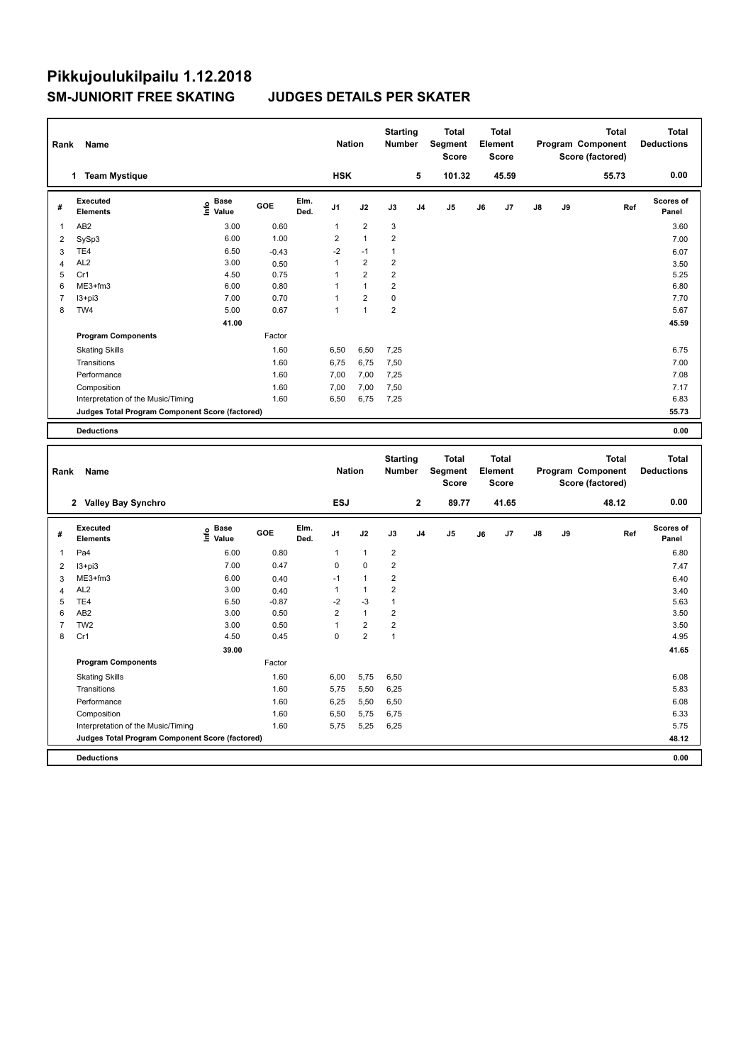# Pikkujoulukilpailu 1.12.2018

## SM-JUNIORIT FREE SKATING JUDGES DETAILS PER SKATER

| Rank | Name | Nation | Starting Number | Total Segment Score | Total Element Score | Total Program Component Score (factored) | Total Deductions |
|---|---|---|---|---|---|---|---|
| 1 | Team Mystique | HSK | 5 | 101.32 | 45.59 | 55.73 | 0.00 |

| # | Executed Elements | Info | Base Value | GOE | Elm. Ded. | J1 | J2 | J3 | J4 | J5 | J6 | J7 | J8 | J9 | Ref | Scores of Panel |
|---|---|---|---|---|---|---|---|---|---|---|---|---|---|---|---|---|
| 1 | AB2 | | 3.00 | 0.60 | | 1 | 2 | 3 | | | | | | | | 3.60 |
| 2 | SySp3 | | 6.00 | 1.00 | | 2 | 1 | 2 | | | | | | | | 7.00 |
| 3 | TE4 | | 6.50 | -0.43 | | -2 | -1 | 1 | | | | | | | | 6.07 |
| 4 | AL2 | | 3.00 | 0.50 | | 1 | 2 | 2 | | | | | | | | 3.50 |
| 5 | Cr1 | | 4.50 | 0.75 | | 1 | 2 | 2 | | | | | | | | 5.25 |
| 6 | ME3+fm3 | | 6.00 | 0.80 | | 1 | 1 | 2 | | | | | | | | 6.80 |
| 7 | I3+pi3 | | 7.00 | 0.70 | | 1 | 2 | 0 | | | | | | | | 7.70 |
| 8 | TW4 | | 5.00 | 0.67 | | 1 | 1 | 2 | | | | | | | | 5.67 |
| | | | 41.00 | | | | | | | | | | | | | 45.59 |
| | **Program Components** | | | Factor | | | | | | | | | | | | |
| | Skating Skills | | | 1.60 | | 6,50 | 6,50 | 7,25 | | | | | | | | 6.75 |
| | Transitions | | | 1.60 | | 6,75 | 6,75 | 7,50 | | | | | | | | 7.00 |
| | Performance | | | 1.60 | | 7,00 | 7,00 | 7,25 | | | | | | | | 7.08 |
| | Composition | | | 1.60 | | 7,00 | 7,00 | 7,50 | | | | | | | | 7.17 |
| | Interpretation of the Music/Timing | | | 1.60 | | 6,50 | 6,75 | 7,25 | | | | | | | | 6.83 |
| | **Judges Total Program Component Score (factored)** | | | | | | | | | | | | | | | 55.73 |
| | **Deductions** | | | | | | | | | | | | | | | 0.00 |

| Rank | Name | Nation | Starting Number | Total Segment Score | Total Element Score | Total Program Component Score (factored) | Total Deductions |
|---|---|---|---|---|---|---|---|
| 2 | Valley Bay Synchro | ESJ | 2 | 89.77 | 41.65 | 48.12 | 0.00 |

| # | Executed Elements | Info | Base Value | GOE | Elm. Ded. | J1 | J2 | J3 | J4 | J5 | J6 | J7 | J8 | J9 | Ref | Scores of Panel |
|---|---|---|---|---|---|---|---|---|---|---|---|---|---|---|---|---|
| 1 | Pa4 | | 6.00 | 0.80 | | 1 | 1 | 2 | | | | | | | | 6.80 |
| 2 | I3+pi3 | | 7.00 | 0.47 | | 0 | 0 | 2 | | | | | | | | 7.47 |
| 3 | ME3+fm3 | | 6.00 | 0.40 | | -1 | 1 | 2 | | | | | | | | 6.40 |
| 4 | AL2 | | 3.00 | 0.40 | | 1 | 1 | 2 | | | | | | | | 3.40 |
| 5 | TE4 | | 6.50 | -0.87 | | -2 | -3 | 1 | | | | | | | | 5.63 |
| 6 | AB2 | | 3.00 | 0.50 | | 2 | 1 | 2 | | | | | | | | 3.50 |
| 7 | TW2 | | 3.00 | 0.50 | | 1 | 2 | 2 | | | | | | | | 3.50 |
| 8 | Cr1 | | 4.50 | 0.45 | | 0 | 2 | 1 | | | | | | | | 4.95 |
| | | | 39.00 | | | | | | | | | | | | | 41.65 |
| | **Program Components** | | | Factor | | | | | | | | | | | | |
| | Skating Skills | | | 1.60 | | 6,00 | 5,75 | 6,50 | | | | | | | | 6.08 |
| | Transitions | | | 1.60 | | 5,75 | 5,50 | 6,25 | | | | | | | | 5.83 |
| | Performance | | | 1.60 | | 6,25 | 5,50 | 6,50 | | | | | | | | 6.08 |
| | Composition | | | 1.60 | | 6,50 | 5,75 | 6,75 | | | | | | | | 6.33 |
| | Interpretation of the Music/Timing | | | 1.60 | | 5,75 | 5,25 | 6,25 | | | | | | | | 5.75 |
| | **Judges Total Program Component Score (factored)** | | | | | | | | | | | | | | | 48.12 |
| | **Deductions** | | | | | | | | | | | | | | | 0.00 |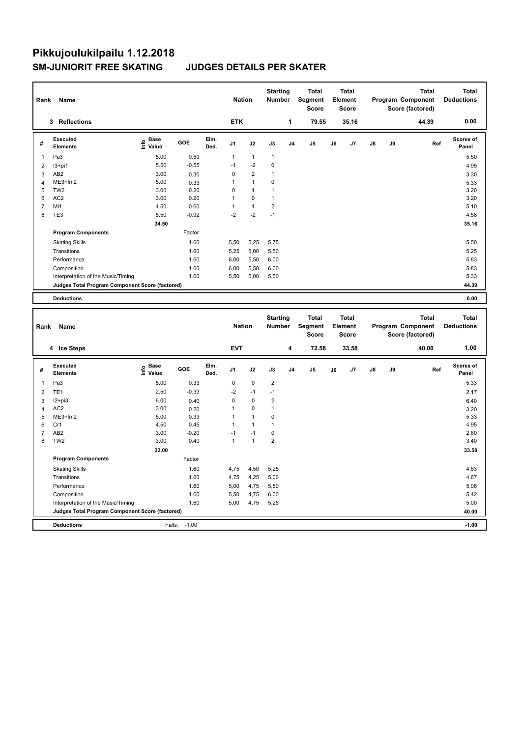# Pikkujoulukilpailu 1.12.2018

## SM-JUNIORIT FREE SKATING JUDGES DETAILS PER SKATER

| Rank | Name | Nation | Starting Number | Total Segment Score | Total Element Score | Total Program Component Score (factored) | Total Deductions |
|---|---|---|---|---|---|---|---|
| 3 | Reflections | ETK | 1 | 79.55 | 35.16 | 44.39 | 0.00 |

| # | Executed Elements | Info | Base Value | GOE | Elm. Ded. | J1 | J2 | J3 | J4 | J5 | J6 | J7 | J8 | J9 | Ref | Scores of Panel |
|---|---|---|---|---|---|---|---|---|---|---|---|---|---|---|---|---|
| 1 | Pa3 | | 5.00 | 0.50 | | 1 | 1 | 1 | | | | | | | | 5.50 |
| 2 | I3+pi1 | | 5.50 | -0.55 | | -1 | -2 | 0 | | | | | | | | 4.95 |
| 3 | AB2 | | 3.00 | 0.30 | | 0 | 2 | 1 | | | | | | | | 3.30 |
| 4 | ME3+fm2 | | 5.00 | 0.33 | | 1 | 1 | 0 | | | | | | | | 5.33 |
| 5 | TW2 | | 3.00 | 0.20 | | 0 | 1 | 1 | | | | | | | | 3.20 |
| 6 | AC2 | | 3.00 | 0.20 | | 1 | 0 | 1 | | | | | | | | 3.20 |
| 7 | Mi1 | | 4.50 | 0.60 | | 1 | 1 | 2 | | | | | | | | 5.10 |
| 8 | TE3 | | 5.50 | -0.92 | | -2 | -2 | -1 | | | | | | | | 4.58 |
| | | | 34.50 | | | | | | | | | | | | | 35.16 |
| | **Program Components** | | | Factor | | | | | | | | | | | | |
| | Skating Skills | | | 1.60 | | 5,50 | 5,25 | 5,75 | | | | | | | | 5.50 |
| | Transitions | | | 1.60 | | 5,25 | 5,00 | 5,50 | | | | | | | | 5.25 |
| | Performance | | | 1.60 | | 6,00 | 5,50 | 6,00 | | | | | | | | 5.83 |
| | Composition | | | 1.60 | | 6,00 | 5,50 | 6,00 | | | | | | | | 5.83 |
| | Interpretation of the Music/Timing | | | 1.60 | | 5,50 | 5,00 | 5,50 | | | | | | | | 5.33 |
| | **Judges Total Program Component Score (factored)** | | | | | | | | | | | | | | | 44.39 |
| | **Deductions** | | | | | | | | | | | | | | | 0.00 |

| Rank | Name | Nation | Starting Number | Total Segment Score | Total Element Score | Total Program Component Score (factored) | Total Deductions |
|---|---|---|---|---|---|---|---|
| 4 | Ice Steps | EVT | 4 | 72.58 | 33.58 | 40.00 | 1.00 |

| # | Executed Elements | Info | Base Value | GOE | Elm. Ded. | J1 | J2 | J3 | J4 | J5 | J6 | J7 | J8 | J9 | Ref | Scores of Panel |
|---|---|---|---|---|---|---|---|---|---|---|---|---|---|---|---|---|
| 1 | Pa3 | | 5.00 | 0.33 | | 0 | 0 | 2 | | | | | | | | 5.33 |
| 2 | TE1 | | 2.50 | -0.33 | | -2 | -1 | -1 | | | | | | | | 2.17 |
| 3 | I2+pi3 | | 6.00 | 0.40 | | 0 | 0 | 2 | | | | | | | | 6.40 |
| 4 | AC2 | | 3.00 | 0.20 | | 1 | 0 | 1 | | | | | | | | 3.20 |
| 5 | ME3+fm2 | | 5.00 | 0.33 | | 1 | 1 | 0 | | | | | | | | 5.33 |
| 6 | Cr1 | | 4.50 | 0.45 | | 1 | 1 | 1 | | | | | | | | 4.95 |
| 7 | AB2 | | 3.00 | -0.20 | | -1 | -1 | 0 | | | | | | | | 2.80 |
| 8 | TW2 | | 3.00 | 0.40 | | 1 | 1 | 2 | | | | | | | | 3.40 |
| | | | 32.00 | | | | | | | | | | | | | 33.58 |
| | **Program Components** | | | Factor | | | | | | | | | | | | |
| | Skating Skills | | | 1.60 | | 4,75 | 4,50 | 5,25 | | | | | | | | 4.83 |
| | Transitions | | | 1.60 | | 4,75 | 4,25 | 5,00 | | | | | | | | 4.67 |
| | Performance | | | 1.60 | | 5,00 | 4,75 | 5,50 | | | | | | | | 5.08 |
| | Composition | | | 1.60 | | 5,50 | 4,75 | 6,00 | | | | | | | | 5.42 |
| | Interpretation of the Music/Timing | | | 1.60 | | 5,00 | 4,75 | 5,25 | | | | | | | | 5.00 |
| | **Judges Total Program Component Score (factored)** | | | | | | | | | | | | | | | 40.00 |
| | **Deductions** | | Falls: | -1.00 | | | | | | | | | | | | -1.00 |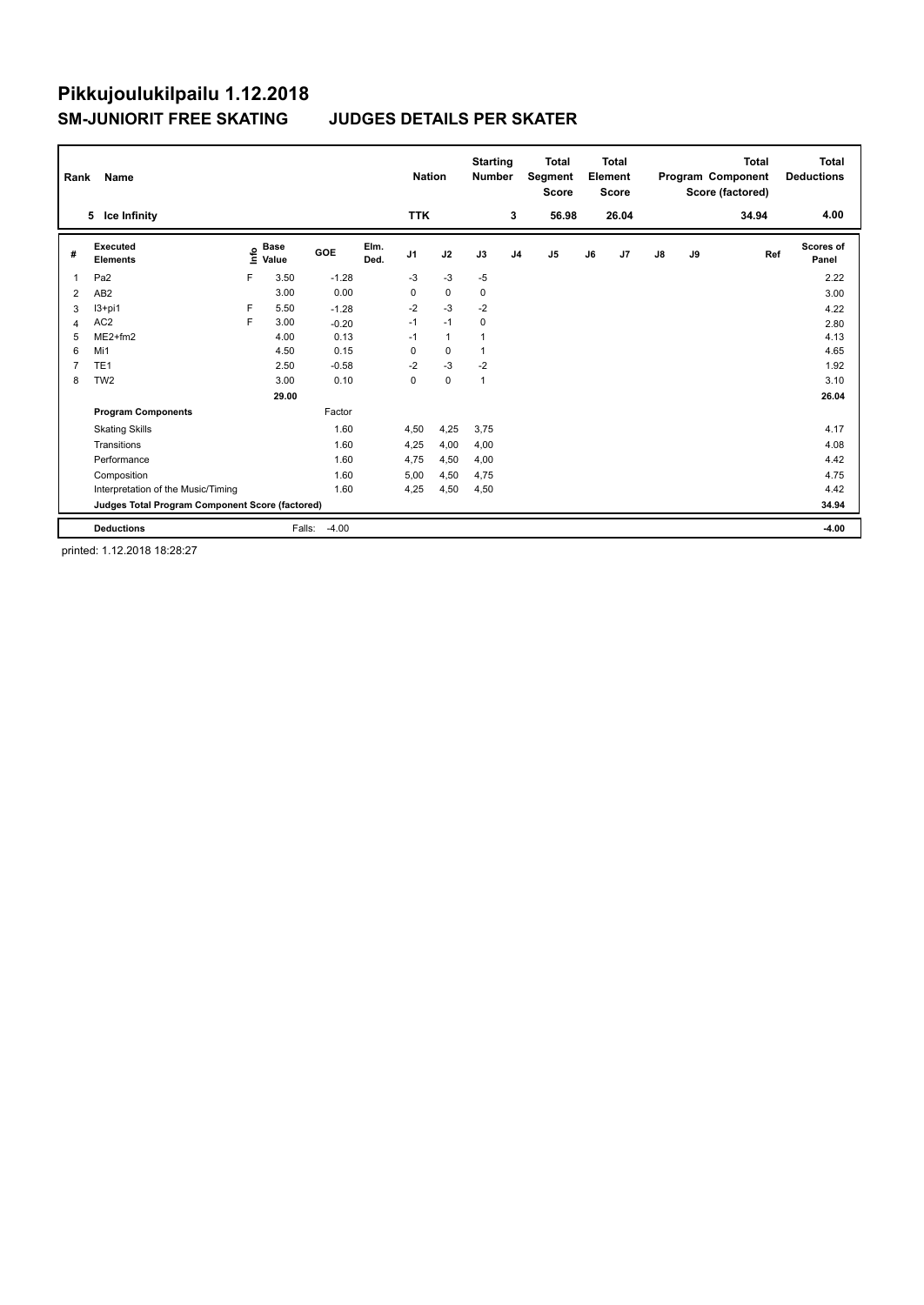# Pikkujoulukilpailu 1.12.2018

## SM-JUNIORIT FREE SKATING JUDGES DETAILS PER SKATER

| Rank | Name | Nation | Starting Number | Total Segment Score | Total Element Score | Total Program Component Score (factored) | Total Deductions |
|---|---|---|---|---|---|---|---|
| 5 | Ice Infinity | TTK | 3 | 56.98 | 26.04 | 34.94 | 4.00 |

| # | Executed Elements | Info | Base Value | GOE | Elm. Ded. | J1 | J2 | J3 | J4 | J5 | J6 | J7 | J8 | J9 | Ref | Scores of Panel |
|---|---|---|---|---|---|---|---|---|---|---|---|---|---|---|---|---|
| 1 | Pa2 | F | 3.50 | -1.28 | | -3 | -3 | -5 | | | | | | | | 2.22 |
| 2 | AB2 | | 3.00 | 0.00 | | 0 | 0 | 0 | | | | | | | | 3.00 |
| 3 | I3+pi1 | F | 5.50 | -1.28 | | -2 | -3 | -2 | | | | | | | | 4.22 |
| 4 | AC2 | F | 3.00 | -0.20 | | -1 | -1 | 0 | | | | | | | | 2.80 |
| 5 | ME2+fm2 | | 4.00 | 0.13 | | -1 | 1 | 1 | | | | | | | | 4.13 |
| 6 | Mi1 | | 4.50 | 0.15 | | 0 | 0 | 1 | | | | | | | | 4.65 |
| 7 | TE1 | | 2.50 | -0.58 | | -2 | -3 | -2 | | | | | | | | 1.92 |
| 8 | TW2 | | 3.00 | 0.10 | | 0 | 0 | 1 | | | | | | | | 3.10 |
| | | | 29.00 | | | | | | | | | | | | | 26.04 |
| | **Program Components** | | | Factor | | | | | | | | | | | | |
| | Skating Skills | | | 1.60 | | 4,50 | 4,25 | 3,75 | | | | | | | | 4.17 |
| | Transitions | | | 1.60 | | 4,25 | 4,00 | 4,00 | | | | | | | | 4.08 |
| | Performance | | | 1.60 | | 4,75 | 4,50 | 4,00 | | | | | | | | 4.42 |
| | Composition | | | 1.60 | | 5,00 | 4,50 | 4,75 | | | | | | | | 4.75 |
| | Interpretation of the Music/Timing | | | 1.60 | | 4,25 | 4,50 | 4,50 | | | | | | | | 4.42 |
| | **Judges Total Program Component Score (factored)** | | | | | | | | | | | | | | | 34.94 |
| | **Deductions** | | Falls: | -4.00 | | | | | | | | | | | | -4.00 |

printed: 1.12.2018 18:28:27